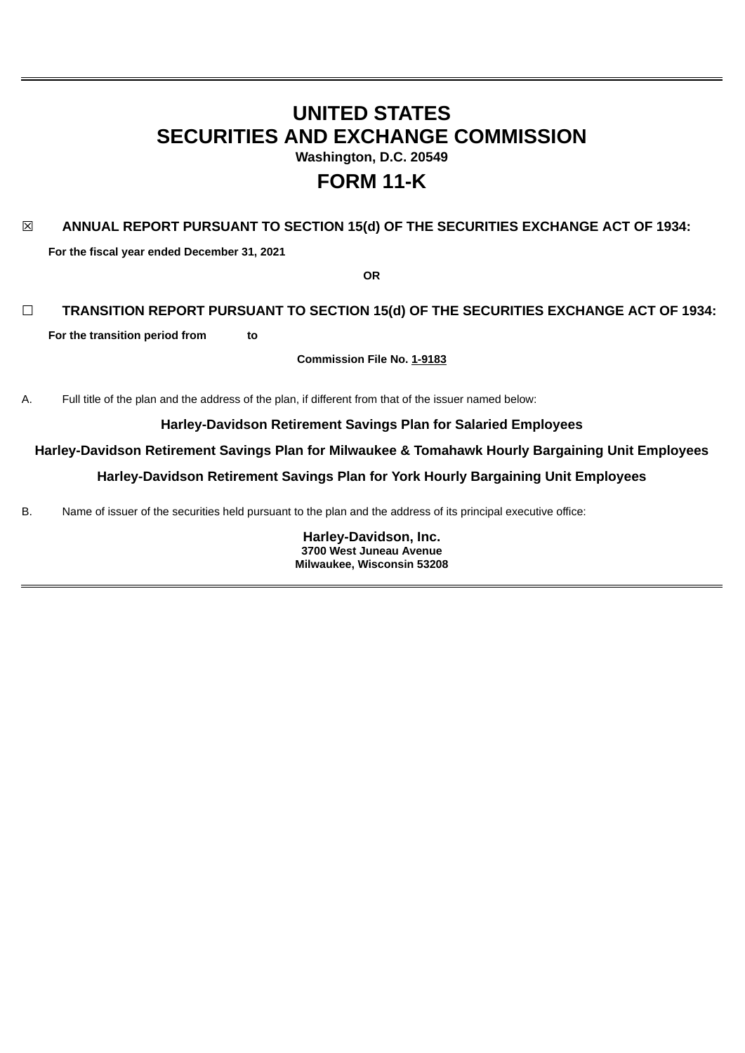# UNITED STATES
# SECURITIES AND EXCHANGE COMMISSION

**Washington, D.C. 20549**

# FORM 11-K

☒ **ANNUAL REPORT PURSUANT TO SECTION 15(d) OF THE SECURITIES EXCHANGE ACT OF 1934:**

**For the fiscal year ended December 31, 2021**

**OR**

☐ **TRANSITION REPORT PURSUANT TO SECTION 15(d) OF THE SECURITIES EXCHANGE ACT OF 1934:**

**For the transition period from to**

**Commission File No. 1-9183**

A. Full title of the plan and the address of the plan, if different from that of the issuer named below:

**Harley-Davidson Retirement Savings Plan for Salaried Employees**

**Harley-Davidson Retirement Savings Plan for Milwaukee & Tomahawk Hourly Bargaining Unit Employees**

**Harley-Davidson Retirement Savings Plan for York Hourly Bargaining Unit Employees**

B. Name of issuer of the securities held pursuant to the plan and the address of its principal executive office:

**Harley-Davidson, Inc.**
**3700 West Juneau Avenue**
**Milwaukee, Wisconsin 53208**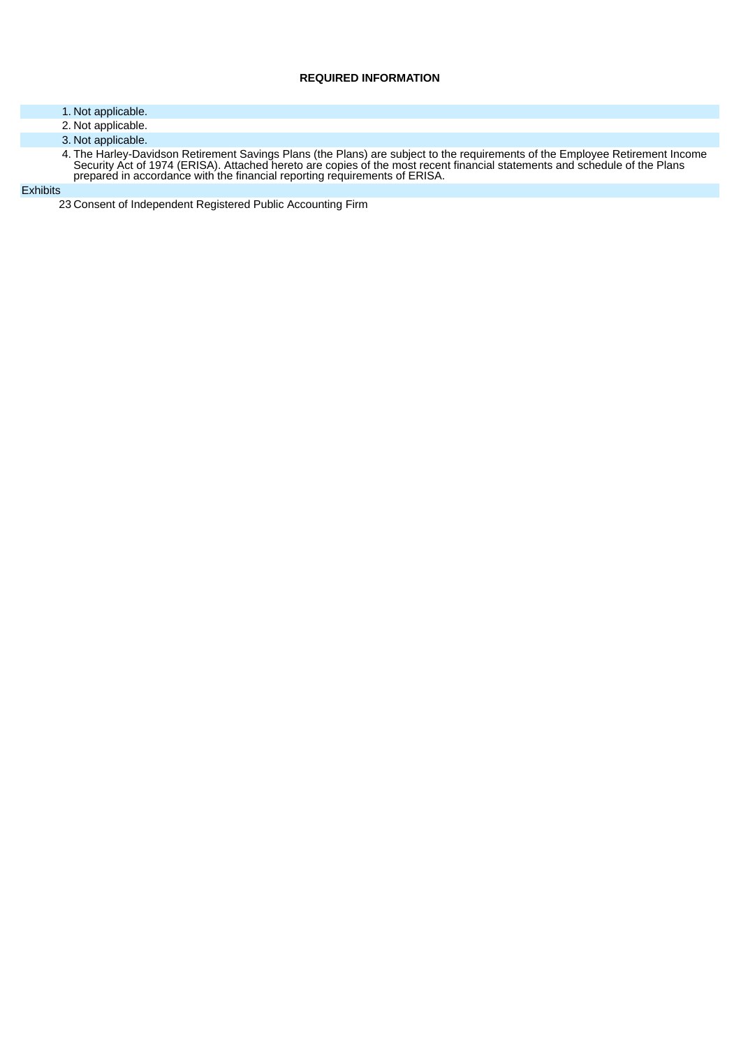**REQUIRED INFORMATION**

1. Not applicable.
2. Not applicable.
3. Not applicable.
4. The Harley-Davidson Retirement Savings Plans (the Plans) are subject to the requirements of the Employee Retirement Income Security Act of 1974 (ERISA). Attached hereto are copies of the most recent financial statements and schedule of the Plans prepared in accordance with the financial reporting requirements of ERISA.

Exhibits

23 Consent of Independent Registered Public Accounting Firm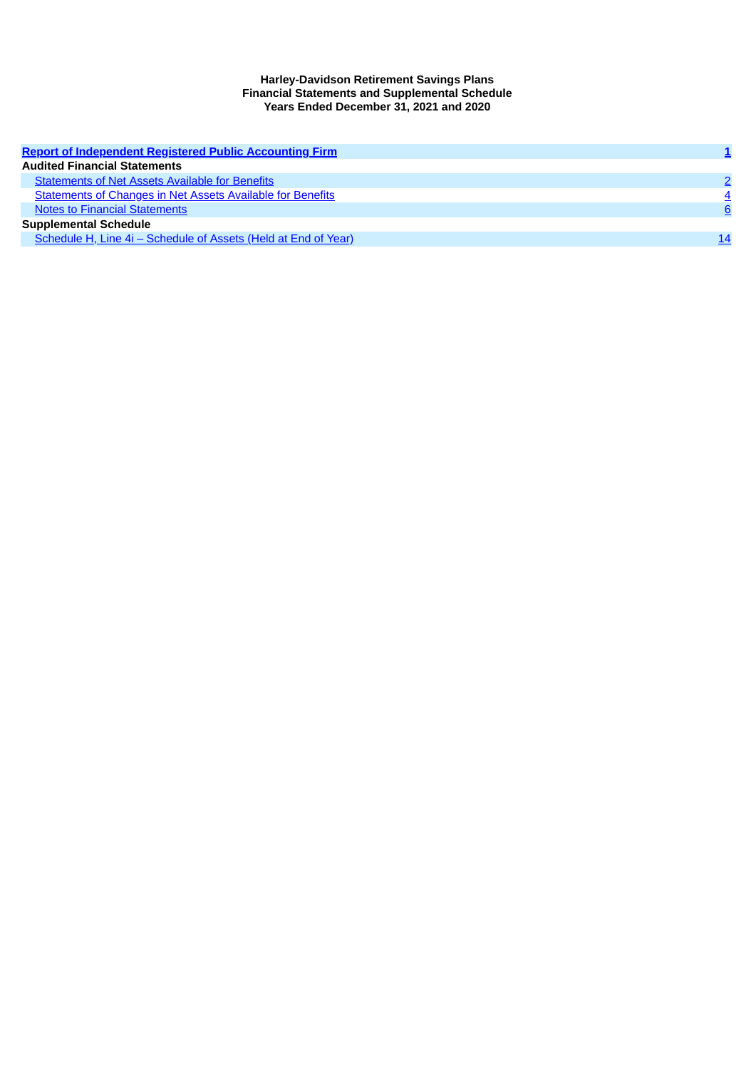**Harley-Davidson Retirement Savings Plans**
**Financial Statements and Supplemental Schedule**
**Years Ended December 31, 2021 and 2020**

| | |
|---|---|
| **Report of Independent Registered Public Accounting Firm** | **1** |
| **Audited Financial Statements** | |
| Statements of Net Assets Available for Benefits | 2 |
| Statements of Changes in Net Assets Available for Benefits | 4 |
| Notes to Financial Statements | 6 |
| **Supplemental Schedule** | |
| Schedule H, Line 4i – Schedule of Assets (Held at End of Year) | 14 |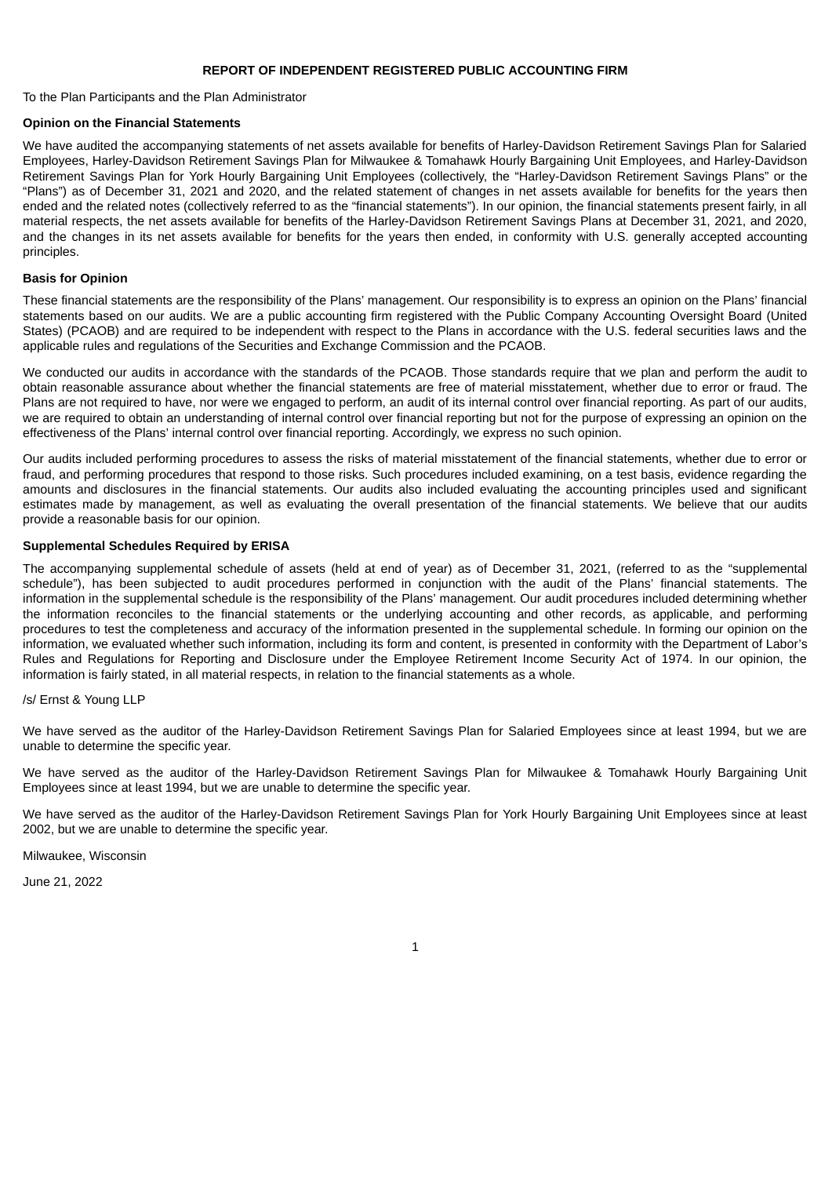## REPORT OF INDEPENDENT REGISTERED PUBLIC ACCOUNTING FIRM

To the Plan Participants and the Plan Administrator

**Opinion on the Financial Statements**

We have audited the accompanying statements of net assets available for benefits of Harley-Davidson Retirement Savings Plan for Salaried Employees, Harley-Davidson Retirement Savings Plan for Milwaukee & Tomahawk Hourly Bargaining Unit Employees, and Harley-Davidson Retirement Savings Plan for York Hourly Bargaining Unit Employees (collectively, the "Harley-Davidson Retirement Savings Plans" or the "Plans") as of December 31, 2021 and 2020, and the related statement of changes in net assets available for benefits for the years then ended and the related notes (collectively referred to as the "financial statements"). In our opinion, the financial statements present fairly, in all material respects, the net assets available for benefits of the Harley-Davidson Retirement Savings Plans at December 31, 2021, and 2020, and the changes in its net assets available for benefits for the years then ended, in conformity with U.S. generally accepted accounting principles.

**Basis for Opinion**

These financial statements are the responsibility of the Plans' management. Our responsibility is to express an opinion on the Plans' financial statements based on our audits. We are a public accounting firm registered with the Public Company Accounting Oversight Board (United States) (PCAOB) and are required to be independent with respect to the Plans in accordance with the U.S. federal securities laws and the applicable rules and regulations of the Securities and Exchange Commission and the PCAOB.

We conducted our audits in accordance with the standards of the PCAOB. Those standards require that we plan and perform the audit to obtain reasonable assurance about whether the financial statements are free of material misstatement, whether due to error or fraud. The Plans are not required to have, nor were we engaged to perform, an audit of its internal control over financial reporting. As part of our audits, we are required to obtain an understanding of internal control over financial reporting but not for the purpose of expressing an opinion on the effectiveness of the Plans' internal control over financial reporting. Accordingly, we express no such opinion.

Our audits included performing procedures to assess the risks of material misstatement of the financial statements, whether due to error or fraud, and performing procedures that respond to those risks. Such procedures included examining, on a test basis, evidence regarding the amounts and disclosures in the financial statements. Our audits also included evaluating the accounting principles used and significant estimates made by management, as well as evaluating the overall presentation of the financial statements. We believe that our audits provide a reasonable basis for our opinion.

**Supplemental Schedules Required by ERISA**

The accompanying supplemental schedule of assets (held at end of year) as of December 31, 2021, (referred to as the "supplemental schedule"), has been subjected to audit procedures performed in conjunction with the audit of the Plans' financial statements. The information in the supplemental schedule is the responsibility of the Plans' management. Our audit procedures included determining whether the information reconciles to the financial statements or the underlying accounting and other records, as applicable, and performing procedures to test the completeness and accuracy of the information presented in the supplemental schedule. In forming our opinion on the information, we evaluated whether such information, including its form and content, is presented in conformity with the Department of Labor's Rules and Regulations for Reporting and Disclosure under the Employee Retirement Income Security Act of 1974. In our opinion, the information is fairly stated, in all material respects, in relation to the financial statements as a whole.

/s/ Ernst & Young LLP

We have served as the auditor of the Harley-Davidson Retirement Savings Plan for Salaried Employees since at least 1994, but we are unable to determine the specific year.

We have served as the auditor of the Harley-Davidson Retirement Savings Plan for Milwaukee & Tomahawk Hourly Bargaining Unit Employees since at least 1994, but we are unable to determine the specific year.

We have served as the auditor of the Harley-Davidson Retirement Savings Plan for York Hourly Bargaining Unit Employees since at least 2002, but we are unable to determine the specific year.

Milwaukee, Wisconsin

June 21, 2022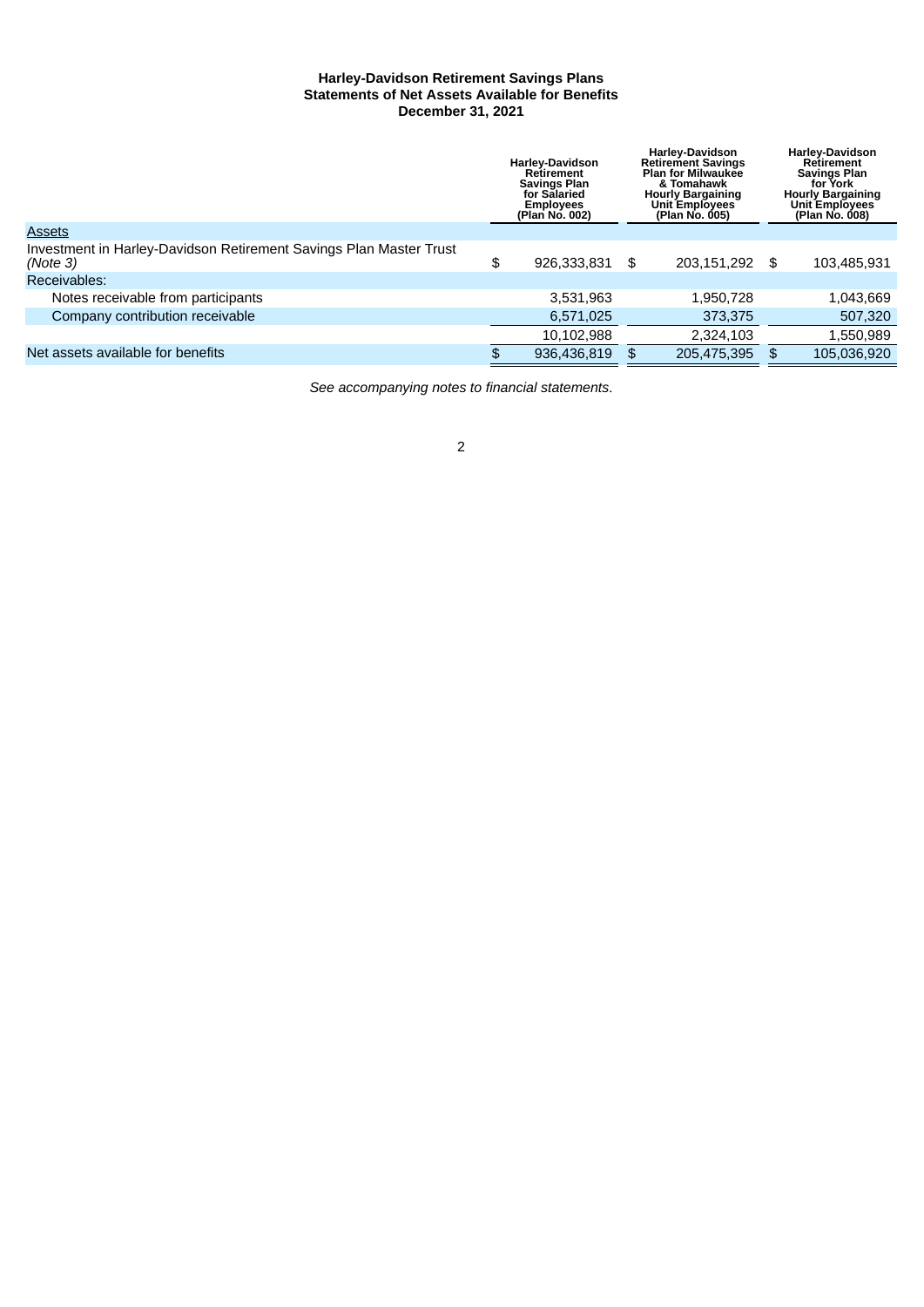**Harley-Davidson Retirement Savings Plans**
**Statements of Net Assets Available for Benefits**
**December 31, 2021**

| | Harley-Davidson Retirement Savings Plan for Salaried Employees (Plan No. 002) | Harley-Davidson Retirement Savings Plan for Milwaukee & Tomahawk Hourly Bargaining Unit Employees (Plan No. 005) | Harley-Davidson Retirement Savings Plan for York Hourly Bargaining Unit Employees (Plan No. 008) |
|---|---|---|---|
| Assets | | | |
| Investment in Harley-Davidson Retirement Savings Plan Master Trust *(Note 3)* | $ 926,333,831 | $ 203,151,292 | $ 103,485,931 |
| Receivables: | | | |
| Notes receivable from participants | 3,531,963 | 1,950,728 | 1,043,669 |
| Company contribution receivable | 6,571,025 | 373,375 | 507,320 |
| | 10,102,988 | 2,324,103 | 1,550,989 |
| Net assets available for benefits | $ 936,436,819 | $ 205,475,395 | $ 105,036,920 |

*See accompanying notes to financial statements.*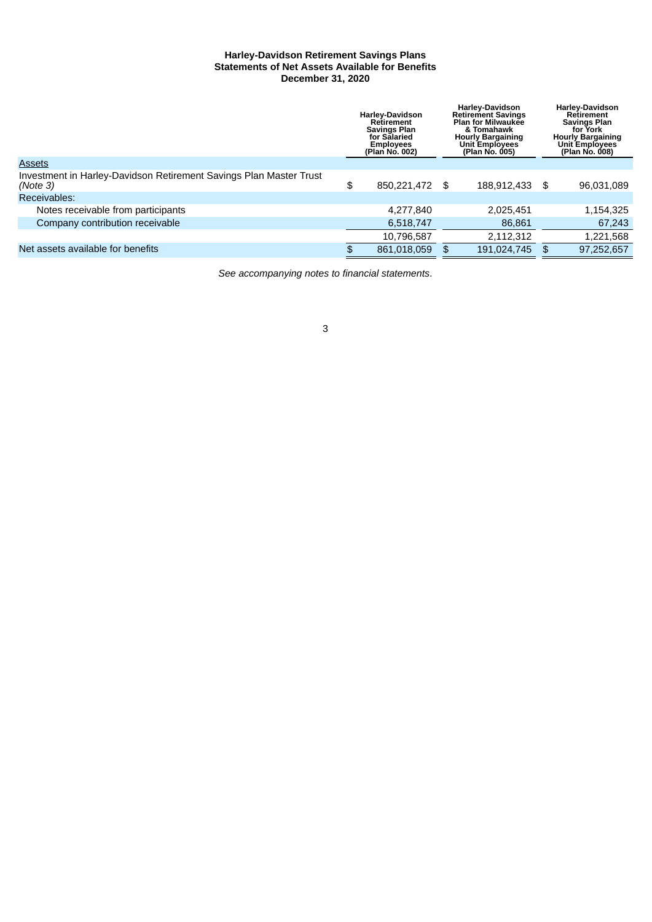**Harley-Davidson Retirement Savings Plans**
**Statements of Net Assets Available for Benefits**
**December 31, 2020**

| | Harley-Davidson Retirement Savings Plan for Salaried Employees (Plan No. 002) | Harley-Davidson Retirement Savings Plan for Milwaukee & Tomahawk Hourly Bargaining Unit Employees (Plan No. 005) | Harley-Davidson Retirement Savings Plan for York Hourly Bargaining Unit Employees (Plan No. 008) |
|---|---|---|---|
| Assets | | | |
| Investment in Harley-Davidson Retirement Savings Plan Master Trust *(Note 3)* | $ 850,221,472 | $ 188,912,433 | $ 96,031,089 |
| Receivables: | | | |
| Notes receivable from participants | 4,277,840 | 2,025,451 | 1,154,325 |
| Company contribution receivable | 6,518,747 | 86,861 | 67,243 |
| | 10,796,587 | 2,112,312 | 1,221,568 |
| Net assets available for benefits | $ 861,018,059 | $ 191,024,745 | $ 97,252,657 |

*See accompanying notes to financial statements.*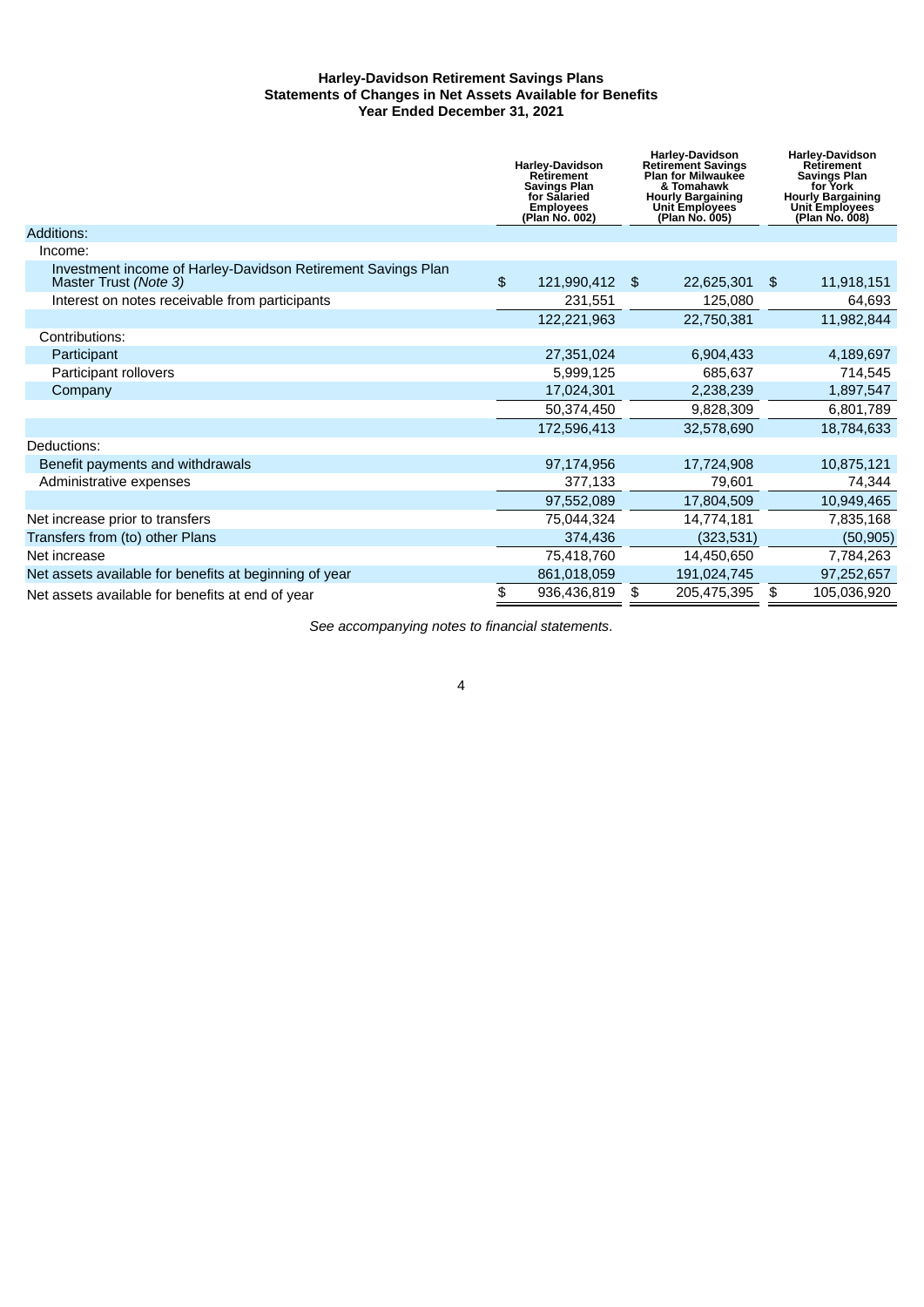# Harley-Davidson Retirement Savings Plans
## Statements of Changes in Net Assets Available for Benefits
### Year Ended December 31, 2021

| | Harley-Davidson Retirement Savings Plan for Salaried Employees (Plan No. 002) | Harley-Davidson Retirement Savings Plan for Milwaukee & Tomahawk Hourly Bargaining Unit Employees (Plan No. 005) | Harley-Davidson Retirement Savings Plan for York Hourly Bargaining Unit Employees (Plan No. 008) |
|---|---|---|---|
| Additions: | | | |
| Income: | | | |
| Investment income of Harley-Davidson Retirement Savings Plan Master Trust *(Note 3)* | $ 121,990,412 | $ 22,625,301 | $ 11,918,151 |
| Interest on notes receivable from participants | 231,551 | 125,080 | 64,693 |
| | 122,221,963 | 22,750,381 | 11,982,844 |
| Contributions: | | | |
| Participant | 27,351,024 | 6,904,433 | 4,189,697 |
| Participant rollovers | 5,999,125 | 685,637 | 714,545 |
| Company | 17,024,301 | 2,238,239 | 1,897,547 |
| | 50,374,450 | 9,828,309 | 6,801,789 |
| | 172,596,413 | 32,578,690 | 18,784,633 |
| Deductions: | | | |
| Benefit payments and withdrawals | 97,174,956 | 17,724,908 | 10,875,121 |
| Administrative expenses | 377,133 | 79,601 | 74,344 |
| | 97,552,089 | 17,804,509 | 10,949,465 |
| Net increase prior to transfers | 75,044,324 | 14,774,181 | 7,835,168 |
| Transfers from (to) other Plans | 374,436 | (323,531) | (50,905) |
| Net increase | 75,418,760 | 14,450,650 | 7,784,263 |
| Net assets available for benefits at beginning of year | 861,018,059 | 191,024,745 | 97,252,657 |
| Net assets available for benefits at end of year | $ 936,436,819 | $ 205,475,395 | $ 105,036,920 |

*See accompanying notes to financial statements*.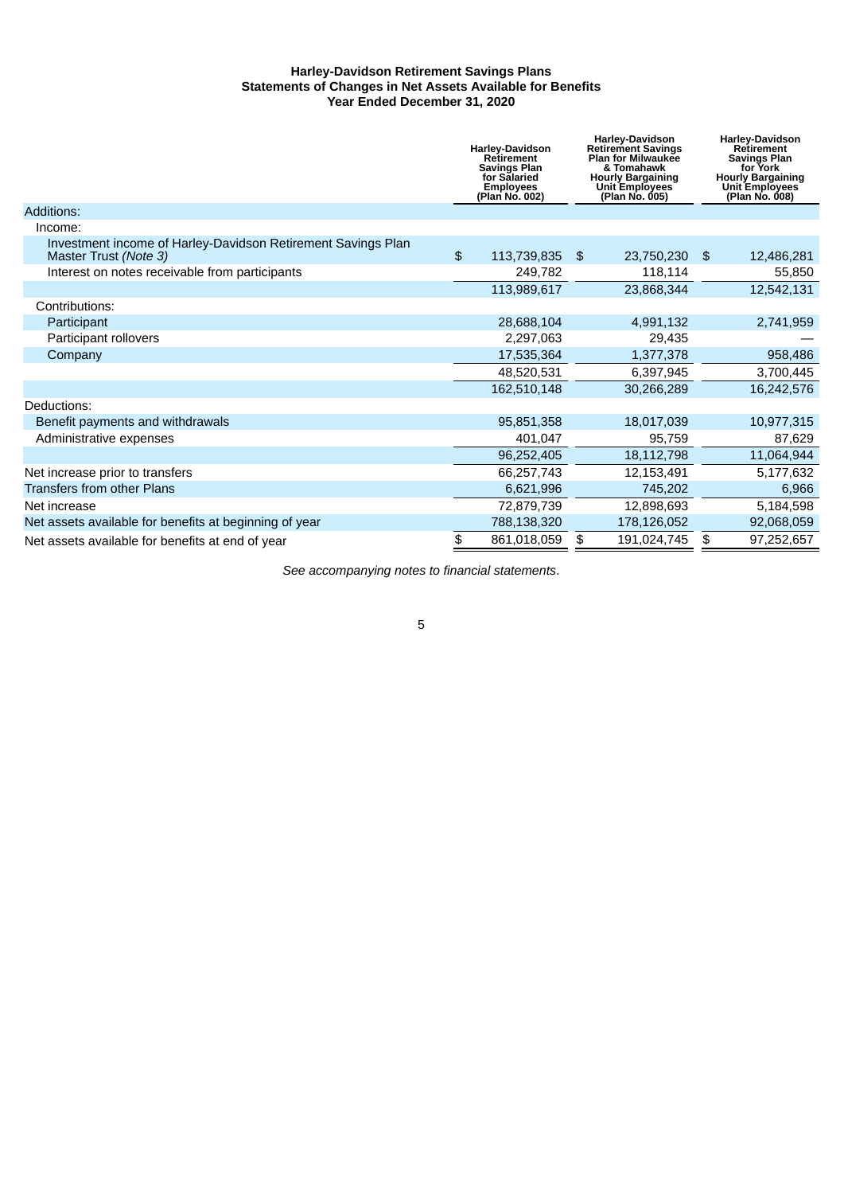# Harley-Davidson Retirement Savings Plans
## Statements of Changes in Net Assets Available for Benefits
### Year Ended December 31, 2020

| | Harley-Davidson Retirement Savings Plan for Salaried Employees (Plan No. 002) | Harley-Davidson Retirement Savings Plan for Milwaukee & Tomahawk Hourly Bargaining Unit Employees (Plan No. 005) | Harley-Davidson Retirement Savings Plan for York Hourly Bargaining Unit Employees (Plan No. 008) |
|---|---|---|---|
| Additions: | | | |
| Income: | | | |
| Investment income of Harley-Davidson Retirement Savings Plan Master Trust *(Note 3)* | $ 113,739,835 | $ 23,750,230 | $ 12,486,281 |
| Interest on notes receivable from participants | 249,782 | 118,114 | 55,850 |
| | 113,989,617 | 23,868,344 | 12,542,131 |
| Contributions: | | | |
| Participant | 28,688,104 | 4,991,132 | 2,741,959 |
| Participant rollovers | 2,297,063 | 29,435 | — |
| Company | 17,535,364 | 1,377,378 | 958,486 |
| | 48,520,531 | 6,397,945 | 3,700,445 |
| | 162,510,148 | 30,266,289 | 16,242,576 |
| Deductions: | | | |
| Benefit payments and withdrawals | 95,851,358 | 18,017,039 | 10,977,315 |
| Administrative expenses | 401,047 | 95,759 | 87,629 |
| | 96,252,405 | 18,112,798 | 11,064,944 |
| Net increase prior to transfers | 66,257,743 | 12,153,491 | 5,177,632 |
| Transfers from other Plans | 6,621,996 | 745,202 | 6,966 |
| Net increase | 72,879,739 | 12,898,693 | 5,184,598 |
| Net assets available for benefits at beginning of year | 788,138,320 | 178,126,052 | 92,068,059 |
| Net assets available for benefits at end of year | $ 861,018,059 | $ 191,024,745 | $ 97,252,657 |

*See accompanying notes to financial statements.*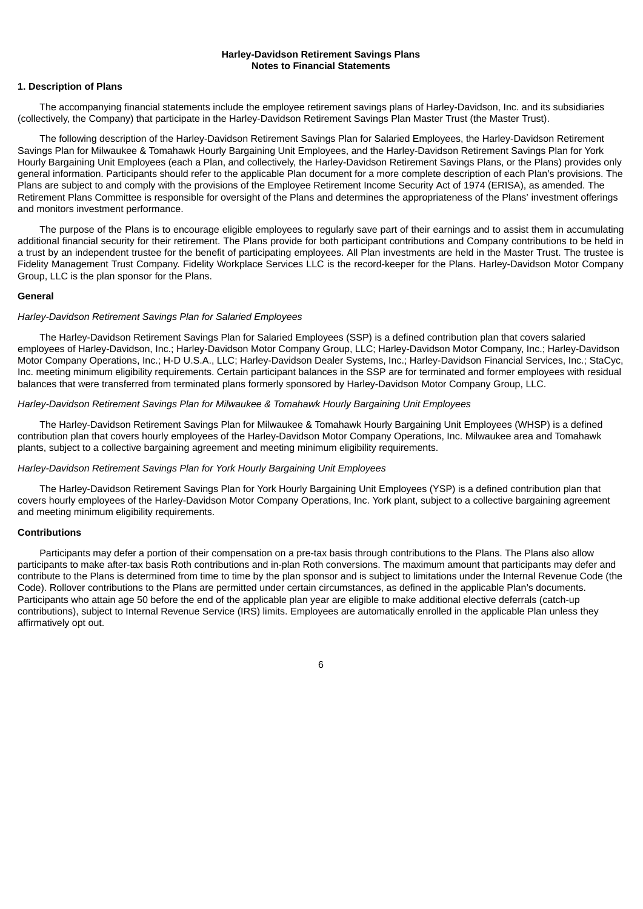**Harley-Davidson Retirement Savings Plans**
**Notes to Financial Statements**

## 1. Description of Plans

The accompanying financial statements include the employee retirement savings plans of Harley-Davidson, Inc. and its subsidiaries (collectively, the Company) that participate in the Harley-Davidson Retirement Savings Plan Master Trust (the Master Trust).

The following description of the Harley-Davidson Retirement Savings Plan for Salaried Employees, the Harley-Davidson Retirement Savings Plan for Milwaukee & Tomahawk Hourly Bargaining Unit Employees, and the Harley-Davidson Retirement Savings Plan for York Hourly Bargaining Unit Employees (each a Plan, and collectively, the Harley-Davidson Retirement Savings Plans, or the Plans) provides only general information. Participants should refer to the applicable Plan document for a more complete description of each Plan's provisions. The Plans are subject to and comply with the provisions of the Employee Retirement Income Security Act of 1974 (ERISA), as amended. The Retirement Plans Committee is responsible for oversight of the Plans and determines the appropriateness of the Plans' investment offerings and monitors investment performance.

The purpose of the Plans is to encourage eligible employees to regularly save part of their earnings and to assist them in accumulating additional financial security for their retirement. The Plans provide for both participant contributions and Company contributions to be held in a trust by an independent trustee for the benefit of participating employees. All Plan investments are held in the Master Trust. The trustee is Fidelity Management Trust Company. Fidelity Workplace Services LLC is the record-keeper for the Plans. Harley-Davidson Motor Company Group, LLC is the plan sponsor for the Plans.

### General

*Harley-Davidson Retirement Savings Plan for Salaried Employees*

The Harley-Davidson Retirement Savings Plan for Salaried Employees (SSP) is a defined contribution plan that covers salaried employees of Harley-Davidson, Inc.; Harley-Davidson Motor Company Group, LLC; Harley-Davidson Motor Company, Inc.; Harley-Davidson Motor Company Operations, Inc.; H-D U.S.A., LLC; Harley-Davidson Dealer Systems, Inc.; Harley-Davidson Financial Services, Inc.; StaCyc, Inc. meeting minimum eligibility requirements. Certain participant balances in the SSP are for terminated and former employees with residual balances that were transferred from terminated plans formerly sponsored by Harley-Davidson Motor Company Group, LLC.

*Harley-Davidson Retirement Savings Plan for Milwaukee & Tomahawk Hourly Bargaining Unit Employees*

The Harley-Davidson Retirement Savings Plan for Milwaukee & Tomahawk Hourly Bargaining Unit Employees (WHSP) is a defined contribution plan that covers hourly employees of the Harley-Davidson Motor Company Operations, Inc. Milwaukee area and Tomahawk plants, subject to a collective bargaining agreement and meeting minimum eligibility requirements.

*Harley-Davidson Retirement Savings Plan for York Hourly Bargaining Unit Employees*

The Harley-Davidson Retirement Savings Plan for York Hourly Bargaining Unit Employees (YSP) is a defined contribution plan that covers hourly employees of the Harley-Davidson Motor Company Operations, Inc. York plant, subject to a collective bargaining agreement and meeting minimum eligibility requirements.

### Contributions

Participants may defer a portion of their compensation on a pre-tax basis through contributions to the Plans. The Plans also allow participants to make after-tax basis Roth contributions and in-plan Roth conversions. The maximum amount that participants may defer and contribute to the Plans is determined from time to time by the plan sponsor and is subject to limitations under the Internal Revenue Code (the Code). Rollover contributions to the Plans are permitted under certain circumstances, as defined in the applicable Plan's documents. Participants who attain age 50 before the end of the applicable plan year are eligible to make additional elective deferrals (catch-up contributions), subject to Internal Revenue Service (IRS) limits. Employees are automatically enrolled in the applicable Plan unless they affirmatively opt out.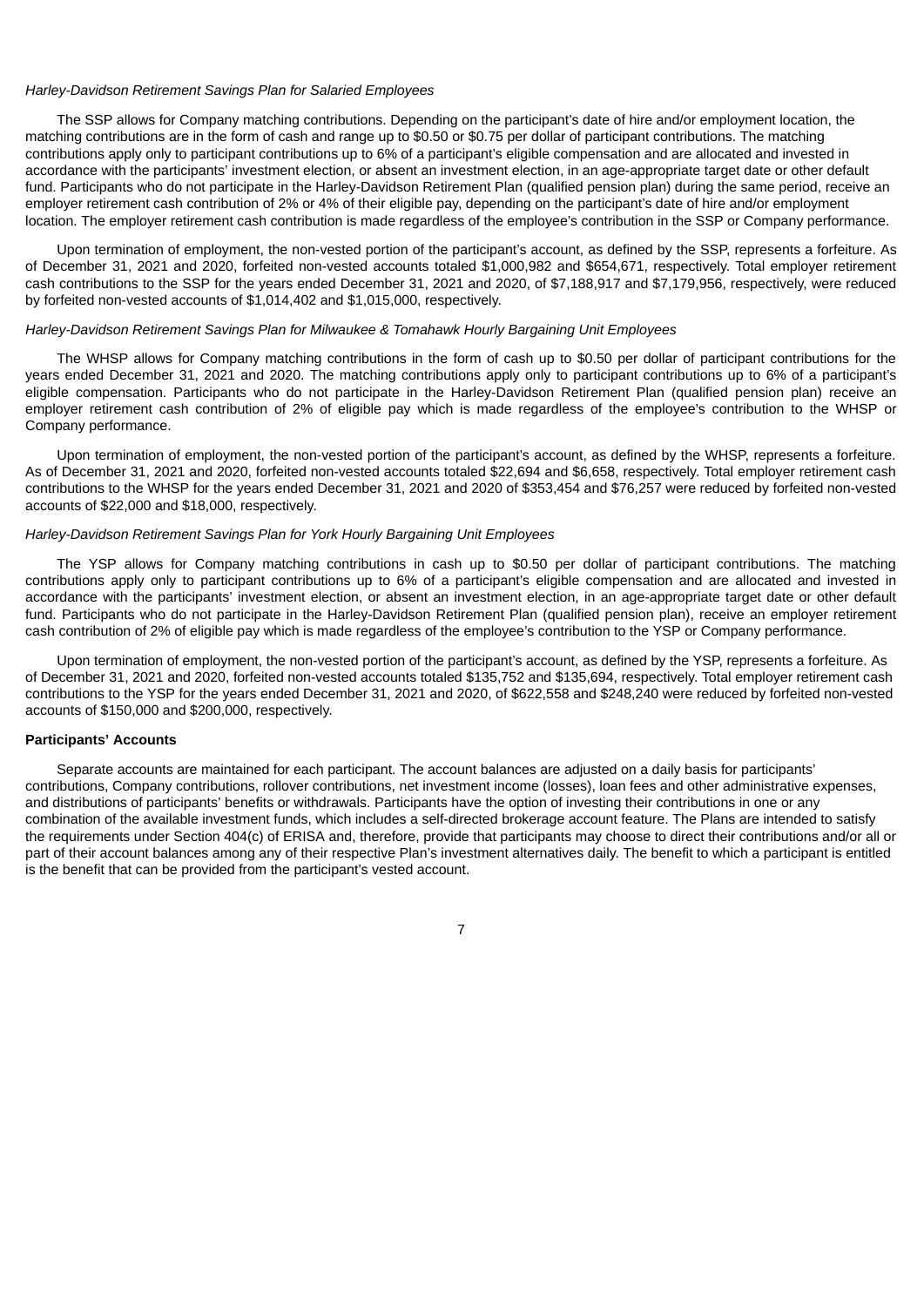*Harley-Davidson Retirement Savings Plan for Salaried Employees*

The SSP allows for Company matching contributions. Depending on the participant's date of hire and/or employment location, the matching contributions are in the form of cash and range up to $0.50 or $0.75 per dollar of participant contributions. The matching contributions apply only to participant contributions up to 6% of a participant's eligible compensation and are allocated and invested in accordance with the participants' investment election, or absent an investment election, in an age-appropriate target date or other default fund. Participants who do not participate in the Harley-Davidson Retirement Plan (qualified pension plan) during the same period, receive an employer retirement cash contribution of 2% or 4% of their eligible pay, depending on the participant's date of hire and/or employment location. The employer retirement cash contribution is made regardless of the employee's contribution in the SSP or Company performance.

Upon termination of employment, the non-vested portion of the participant's account, as defined by the SSP, represents a forfeiture. As of December 31, 2021 and 2020, forfeited non-vested accounts totaled $1,000,982 and $654,671, respectively. Total employer retirement cash contributions to the SSP for the years ended December 31, 2021 and 2020, of $7,188,917 and $7,179,956, respectively, were reduced by forfeited non-vested accounts of $1,014,402 and $1,015,000, respectively.

*Harley-Davidson Retirement Savings Plan for Milwaukee & Tomahawk Hourly Bargaining Unit Employees*

The WHSP allows for Company matching contributions in the form of cash up to $0.50 per dollar of participant contributions for the years ended December 31, 2021 and 2020. The matching contributions apply only to participant contributions up to 6% of a participant's eligible compensation. Participants who do not participate in the Harley-Davidson Retirement Plan (qualified pension plan) receive an employer retirement cash contribution of 2% of eligible pay which is made regardless of the employee's contribution to the WHSP or Company performance.

Upon termination of employment, the non-vested portion of the participant's account, as defined by the WHSP, represents a forfeiture. As of December 31, 2021 and 2020, forfeited non-vested accounts totaled $22,694 and $6,658, respectively. Total employer retirement cash contributions to the WHSP for the years ended December 31, 2021 and 2020 of $353,454 and $76,257 were reduced by forfeited non-vested accounts of $22,000 and $18,000, respectively.

*Harley-Davidson Retirement Savings Plan for York Hourly Bargaining Unit Employees*

The YSP allows for Company matching contributions in cash up to $0.50 per dollar of participant contributions. The matching contributions apply only to participant contributions up to 6% of a participant's eligible compensation and are allocated and invested in accordance with the participants' investment election, or absent an investment election, in an age-appropriate target date or other default fund. Participants who do not participate in the Harley-Davidson Retirement Plan (qualified pension plan), receive an employer retirement cash contribution of 2% of eligible pay which is made regardless of the employee's contribution to the YSP or Company performance.

Upon termination of employment, the non-vested portion of the participant's account, as defined by the YSP, represents a forfeiture. As of December 31, 2021 and 2020, forfeited non-vested accounts totaled $135,752 and $135,694, respectively. Total employer retirement cash contributions to the YSP for the years ended December 31, 2021 and 2020, of $622,558 and $248,240 were reduced by forfeited non-vested accounts of $150,000 and $200,000, respectively.

**Participants' Accounts**

Separate accounts are maintained for each participant. The account balances are adjusted on a daily basis for participants' contributions, Company contributions, rollover contributions, net investment income (losses), loan fees and other administrative expenses, and distributions of participants' benefits or withdrawals. Participants have the option of investing their contributions in one or any combination of the available investment funds, which includes a self-directed brokerage account feature. The Plans are intended to satisfy the requirements under Section 404(c) of ERISA and, therefore, provide that participants may choose to direct their contributions and/or all or part of their account balances among any of their respective Plan's investment alternatives daily. The benefit to which a participant is entitled is the benefit that can be provided from the participant's vested account.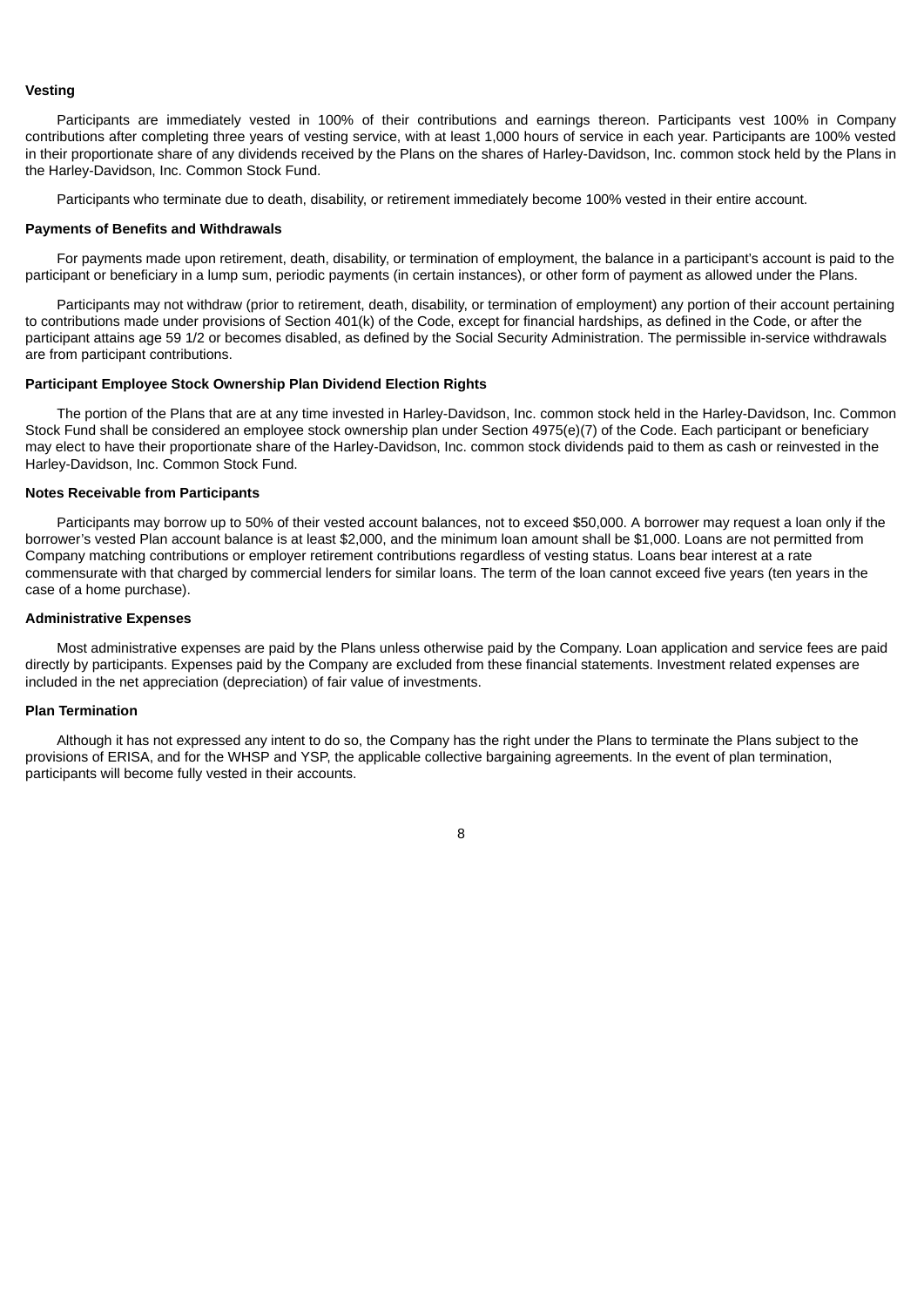**Vesting**

Participants are immediately vested in 100% of their contributions and earnings thereon. Participants vest 100% in Company contributions after completing three years of vesting service, with at least 1,000 hours of service in each year. Participants are 100% vested in their proportionate share of any dividends received by the Plans on the shares of Harley-Davidson, Inc. common stock held by the Plans in the Harley-Davidson, Inc. Common Stock Fund.

Participants who terminate due to death, disability, or retirement immediately become 100% vested in their entire account.

**Payments of Benefits and Withdrawals**

For payments made upon retirement, death, disability, or termination of employment, the balance in a participant's account is paid to the participant or beneficiary in a lump sum, periodic payments (in certain instances), or other form of payment as allowed under the Plans.

Participants may not withdraw (prior to retirement, death, disability, or termination of employment) any portion of their account pertaining to contributions made under provisions of Section 401(k) of the Code, except for financial hardships, as defined in the Code, or after the participant attains age 59 1/2 or becomes disabled, as defined by the Social Security Administration. The permissible in-service withdrawals are from participant contributions.

**Participant Employee Stock Ownership Plan Dividend Election Rights**

The portion of the Plans that are at any time invested in Harley-Davidson, Inc. common stock held in the Harley-Davidson, Inc. Common Stock Fund shall be considered an employee stock ownership plan under Section 4975(e)(7) of the Code. Each participant or beneficiary may elect to have their proportionate share of the Harley-Davidson, Inc. common stock dividends paid to them as cash or reinvested in the Harley-Davidson, Inc. Common Stock Fund.

**Notes Receivable from Participants**

Participants may borrow up to 50% of their vested account balances, not to exceed $50,000. A borrower may request a loan only if the borrower's vested Plan account balance is at least $2,000, and the minimum loan amount shall be $1,000. Loans are not permitted from Company matching contributions or employer retirement contributions regardless of vesting status. Loans bear interest at a rate commensurate with that charged by commercial lenders for similar loans. The term of the loan cannot exceed five years (ten years in the case of a home purchase).

**Administrative Expenses**

Most administrative expenses are paid by the Plans unless otherwise paid by the Company. Loan application and service fees are paid directly by participants. Expenses paid by the Company are excluded from these financial statements. Investment related expenses are included in the net appreciation (depreciation) of fair value of investments.

**Plan Termination**

Although it has not expressed any intent to do so, the Company has the right under the Plans to terminate the Plans subject to the provisions of ERISA, and for the WHSP and YSP, the applicable collective bargaining agreements. In the event of plan termination, participants will become fully vested in their accounts.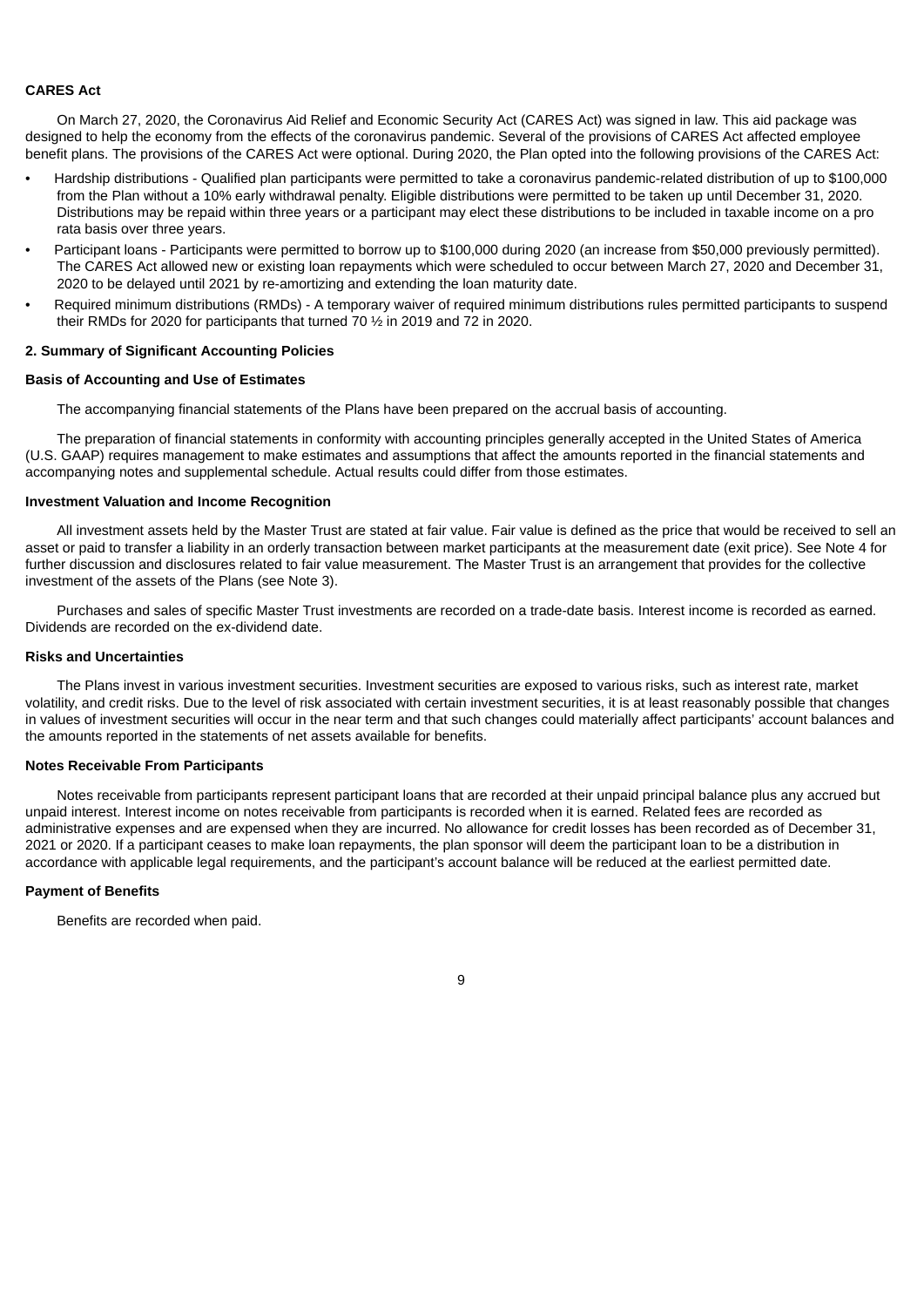**CARES Act**

On March 27, 2020, the Coronavirus Aid Relief and Economic Security Act (CARES Act) was signed in law. This aid package was designed to help the economy from the effects of the coronavirus pandemic. Several of the provisions of CARES Act affected employee benefit plans. The provisions of the CARES Act were optional. During 2020, the Plan opted into the following provisions of the CARES Act:

- Hardship distributions - Qualified plan participants were permitted to take a coronavirus pandemic-related distribution of up to $100,000 from the Plan without a 10% early withdrawal penalty. Eligible distributions were permitted to be taken up until December 31, 2020. Distributions may be repaid within three years or a participant may elect these distributions to be included in taxable income on a pro rata basis over three years.
- Participant loans - Participants were permitted to borrow up to $100,000 during 2020 (an increase from $50,000 previously permitted). The CARES Act allowed new or existing loan repayments which were scheduled to occur between March 27, 2020 and December 31, 2020 to be delayed until 2021 by re-amortizing and extending the loan maturity date.
- Required minimum distributions (RMDs) - A temporary waiver of required minimum distributions rules permitted participants to suspend their RMDs for 2020 for participants that turned 70 ½ in 2019 and 72 in 2020.

## 2. Summary of Significant Accounting Policies

**Basis of Accounting and Use of Estimates**

The accompanying financial statements of the Plans have been prepared on the accrual basis of accounting.

The preparation of financial statements in conformity with accounting principles generally accepted in the United States of America (U.S. GAAP) requires management to make estimates and assumptions that affect the amounts reported in the financial statements and accompanying notes and supplemental schedule. Actual results could differ from those estimates.

**Investment Valuation and Income Recognition**

All investment assets held by the Master Trust are stated at fair value. Fair value is defined as the price that would be received to sell an asset or paid to transfer a liability in an orderly transaction between market participants at the measurement date (exit price). See Note 4 for further discussion and disclosures related to fair value measurement. The Master Trust is an arrangement that provides for the collective investment of the assets of the Plans (see Note 3).

Purchases and sales of specific Master Trust investments are recorded on a trade-date basis. Interest income is recorded as earned. Dividends are recorded on the ex-dividend date.

**Risks and Uncertainties**

The Plans invest in various investment securities. Investment securities are exposed to various risks, such as interest rate, market volatility, and credit risks. Due to the level of risk associated with certain investment securities, it is at least reasonably possible that changes in values of investment securities will occur in the near term and that such changes could materially affect participants' account balances and the amounts reported in the statements of net assets available for benefits.

**Notes Receivable From Participants**

Notes receivable from participants represent participant loans that are recorded at their unpaid principal balance plus any accrued but unpaid interest. Interest income on notes receivable from participants is recorded when it is earned. Related fees are recorded as administrative expenses and are expensed when they are incurred. No allowance for credit losses has been recorded as of December 31, 2021 or 2020. If a participant ceases to make loan repayments, the plan sponsor will deem the participant loan to be a distribution in accordance with applicable legal requirements, and the participant's account balance will be reduced at the earliest permitted date.

**Payment of Benefits**

Benefits are recorded when paid.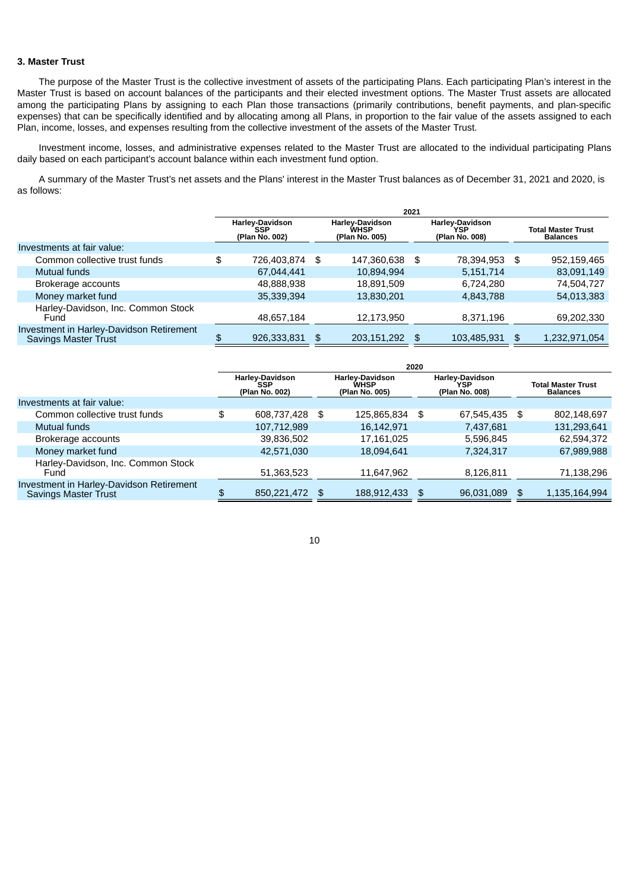### 3. Master Trust

The purpose of the Master Trust is the collective investment of assets of the participating Plans. Each participating Plan's interest in the Master Trust is based on account balances of the participants and their elected investment options. The Master Trust assets are allocated among the participating Plans by assigning to each Plan those transactions (primarily contributions, benefit payments, and plan-specific expenses) that can be specifically identified and by allocating among all Plans, in proportion to the fair value of the assets assigned to each Plan, income, losses, and expenses resulting from the collective investment of the assets of the Master Trust.

Investment income, losses, and administrative expenses related to the Master Trust are allocated to the individual participating Plans daily based on each participant's account balance within each investment fund option.

A summary of the Master Trust's net assets and the Plans' interest in the Master Trust balances as of December 31, 2021 and 2020, is as follows:

| | 2021 | | | |
|---|---|---|---|---|
| | Harley-Davidson SSP (Plan No. 002) | Harley-Davidson WHSP (Plan No. 005) | Harley-Davidson YSP (Plan No. 008) | Total Master Trust Balances |
| Investments at fair value: | | | | |
| Common collective trust funds | $ 726,403,874 | $ 147,360,638 | $ 78,394,953 | $ 952,159,465 |
| Mutual funds | 67,044,441 | 10,894,994 | 5,151,714 | 83,091,149 |
| Brokerage accounts | 48,888,938 | 18,891,509 | 6,724,280 | 74,504,727 |
| Money market fund | 35,339,394 | 13,830,201 | 4,843,788 | 54,013,383 |
| Harley-Davidson, Inc. Common Stock Fund | 48,657,184 | 12,173,950 | 8,371,196 | 69,202,330 |
| Investment in Harley-Davidson Retirement Savings Master Trust | $ 926,333,831 | $ 203,151,292 | $ 103,485,931 | $ 1,232,971,054 |

| | 2020 | | | |
|---|---|---|---|---|
| | Harley-Davidson SSP (Plan No. 002) | Harley-Davidson WHSP (Plan No. 005) | Harley-Davidson YSP (Plan No. 008) | Total Master Trust Balances |
| Investments at fair value: | | | | |
| Common collective trust funds | $ 608,737,428 | $ 125,865,834 | $ 67,545,435 | $ 802,148,697 |
| Mutual funds | 107,712,989 | 16,142,971 | 7,437,681 | 131,293,641 |
| Brokerage accounts | 39,836,502 | 17,161,025 | 5,596,845 | 62,594,372 |
| Money market fund | 42,571,030 | 18,094,641 | 7,324,317 | 67,989,988 |
| Harley-Davidson, Inc. Common Stock Fund | 51,363,523 | 11,647,962 | 8,126,811 | 71,138,296 |
| Investment in Harley-Davidson Retirement Savings Master Trust | $ 850,221,472 | $ 188,912,433 | $ 96,031,089 | $ 1,135,164,994 |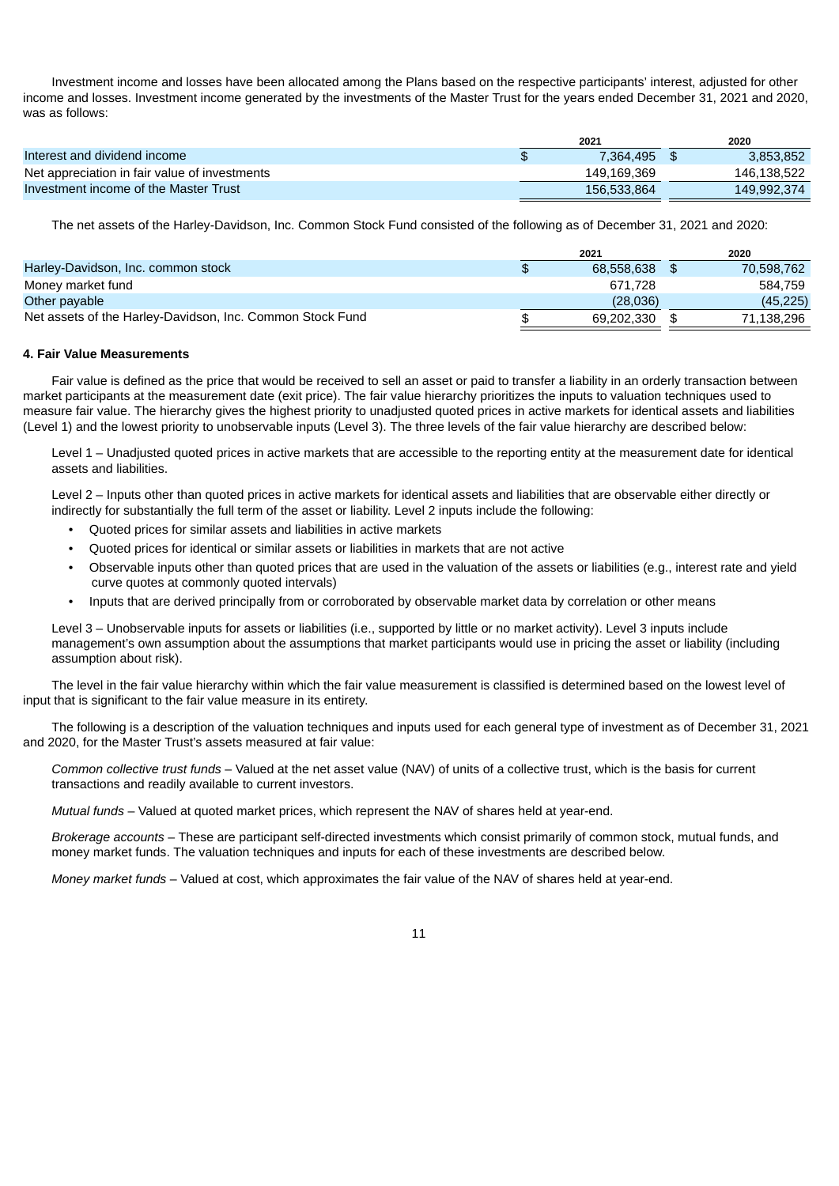Investment income and losses have been allocated among the Plans based on the respective participants' interest, adjusted for other income and losses. Investment income generated by the investments of the Master Trust for the years ended December 31, 2021 and 2020, was as follows:

| | 2021 | 2020 |
|---|---|---|
| Interest and dividend income | $ 7,364,495 | $ 3,853,852 |
| Net appreciation in fair value of investments | 149,169,369 | 146,138,522 |
| Investment income of the Master Trust | 156,533,864 | 149,992,374 |

The net assets of the Harley-Davidson, Inc. Common Stock Fund consisted of the following as of December 31, 2021 and 2020:

| | 2021 | 2020 |
|---|---|---|
| Harley-Davidson, Inc. common stock | $ 68,558,638 | $ 70,598,762 |
| Money market fund | 671,728 | 584,759 |
| Other payable | (28,036) | (45,225) |
| Net assets of the Harley-Davidson, Inc. Common Stock Fund | $ 69,202,330 | $ 71,138,296 |

**4. Fair Value Measurements**

Fair value is defined as the price that would be received to sell an asset or paid to transfer a liability in an orderly transaction between market participants at the measurement date (exit price). The fair value hierarchy prioritizes the inputs to valuation techniques used to measure fair value. The hierarchy gives the highest priority to unadjusted quoted prices in active markets for identical assets and liabilities (Level 1) and the lowest priority to unobservable inputs (Level 3). The three levels of the fair value hierarchy are described below:

Level 1 – Unadjusted quoted prices in active markets that are accessible to the reporting entity at the measurement date for identical assets and liabilities.

Level 2 – Inputs other than quoted prices in active markets for identical assets and liabilities that are observable either directly or indirectly for substantially the full term of the asset or liability. Level 2 inputs include the following:

- Quoted prices for similar assets and liabilities in active markets
- Quoted prices for identical or similar assets or liabilities in markets that are not active
- Observable inputs other than quoted prices that are used in the valuation of the assets or liabilities (e.g., interest rate and yield curve quotes at commonly quoted intervals)
- Inputs that are derived principally from or corroborated by observable market data by correlation or other means

Level 3 – Unobservable inputs for assets or liabilities (i.e., supported by little or no market activity). Level 3 inputs include management's own assumption about the assumptions that market participants would use in pricing the asset or liability (including assumption about risk).

The level in the fair value hierarchy within which the fair value measurement is classified is determined based on the lowest level of input that is significant to the fair value measure in its entirety.

The following is a description of the valuation techniques and inputs used for each general type of investment as of December 31, 2021 and 2020, for the Master Trust's assets measured at fair value:

*Common collective trust funds* – Valued at the net asset value (NAV) of units of a collective trust, which is the basis for current transactions and readily available to current investors.

*Mutual funds* – Valued at quoted market prices, which represent the NAV of shares held at year-end.

*Brokerage accounts* – These are participant self-directed investments which consist primarily of common stock, mutual funds, and money market funds. The valuation techniques and inputs for each of these investments are described below.

*Money market funds* – Valued at cost, which approximates the fair value of the NAV of shares held at year-end.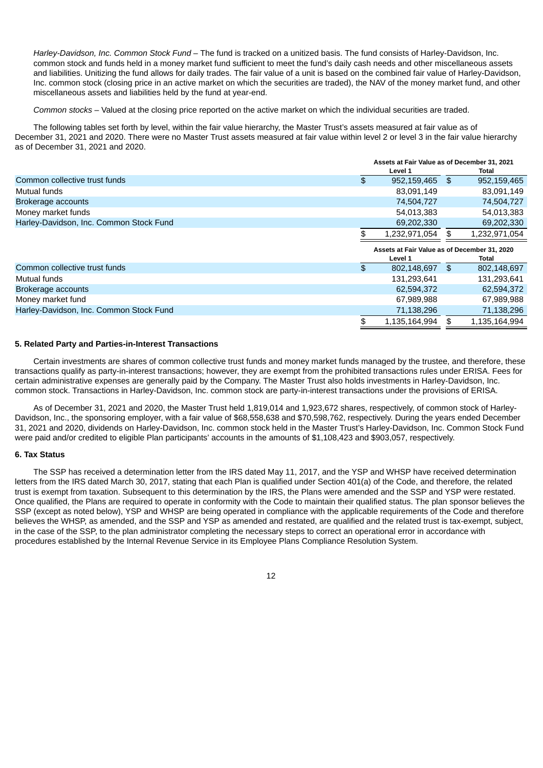*Harley-Davidson, Inc. Common Stock Fund* – The fund is tracked on a unitized basis. The fund consists of Harley-Davidson, Inc. common stock and funds held in a money market fund sufficient to meet the fund's daily cash needs and other miscellaneous assets and liabilities. Unitizing the fund allows for daily trades. The fair value of a unit is based on the combined fair value of Harley-Davidson, Inc. common stock (closing price in an active market on which the securities are traded), the NAV of the money market fund, and other miscellaneous assets and liabilities held by the fund at year-end.

*Common stocks* – Valued at the closing price reported on the active market on which the individual securities are traded.

The following tables set forth by level, within the fair value hierarchy, the Master Trust's assets measured at fair value as of December 31, 2021 and 2020. There were no Master Trust assets measured at fair value within level 2 or level 3 in the fair value hierarchy as of December 31, 2021 and 2020.

| | Assets at Fair Value as of December 31, 2021 | |
|---|---|---|
| | Level 1 | Total |
| Common collective trust funds | $ 952,159,465 | $ 952,159,465 |
| Mutual funds | 83,091,149 | 83,091,149 |
| Brokerage accounts | 74,504,727 | 74,504,727 |
| Money market funds | 54,013,383 | 54,013,383 |
| Harley-Davidson, Inc. Common Stock Fund | 69,202,330 | 69,202,330 |
| | $ 1,232,971,054 | $ 1,232,971,054 |

| | Assets at Fair Value as of December 31, 2020 | |
|---|---|---|
| | Level 1 | Total |
| Common collective trust funds | $ 802,148,697 | $ 802,148,697 |
| Mutual funds | 131,293,641 | 131,293,641 |
| Brokerage accounts | 62,594,372 | 62,594,372 |
| Money market fund | 67,989,988 | 67,989,988 |
| Harley-Davidson, Inc. Common Stock Fund | 71,138,296 | 71,138,296 |
| | $ 1,135,164,994 | $ 1,135,164,994 |

#### 5. Related Party and Parties-in-Interest Transactions

Certain investments are shares of common collective trust funds and money market funds managed by the trustee, and therefore, these transactions qualify as party-in-interest transactions; however, they are exempt from the prohibited transactions rules under ERISA. Fees for certain administrative expenses are generally paid by the Company. The Master Trust also holds investments in Harley-Davidson, Inc. common stock. Transactions in Harley-Davidson, Inc. common stock are party-in-interest transactions under the provisions of ERISA.

As of December 31, 2021 and 2020, the Master Trust held 1,819,014 and 1,923,672 shares, respectively, of common stock of Harley-Davidson, Inc., the sponsoring employer, with a fair value of $68,558,638 and $70,598,762, respectively. During the years ended December 31, 2021 and 2020, dividends on Harley-Davidson, Inc. common stock held in the Master Trust's Harley-Davidson, Inc. Common Stock Fund were paid and/or credited to eligible Plan participants' accounts in the amounts of $1,108,423 and $903,057, respectively.

#### 6. Tax Status

The SSP has received a determination letter from the IRS dated May 11, 2017, and the YSP and WHSP have received determination letters from the IRS dated March 30, 2017, stating that each Plan is qualified under Section 401(a) of the Code, and therefore, the related trust is exempt from taxation. Subsequent to this determination by the IRS, the Plans were amended and the SSP and YSP were restated. Once qualified, the Plans are required to operate in conformity with the Code to maintain their qualified status. The plan sponsor believes the SSP (except as noted below), YSP and WHSP are being operated in compliance with the applicable requirements of the Code and therefore believes the WHSP, as amended, and the SSP and YSP as amended and restated, are qualified and the related trust is tax-exempt, subject, in the case of the SSP, to the plan administrator completing the necessary steps to correct an operational error in accordance with procedures established by the Internal Revenue Service in its Employee Plans Compliance Resolution System.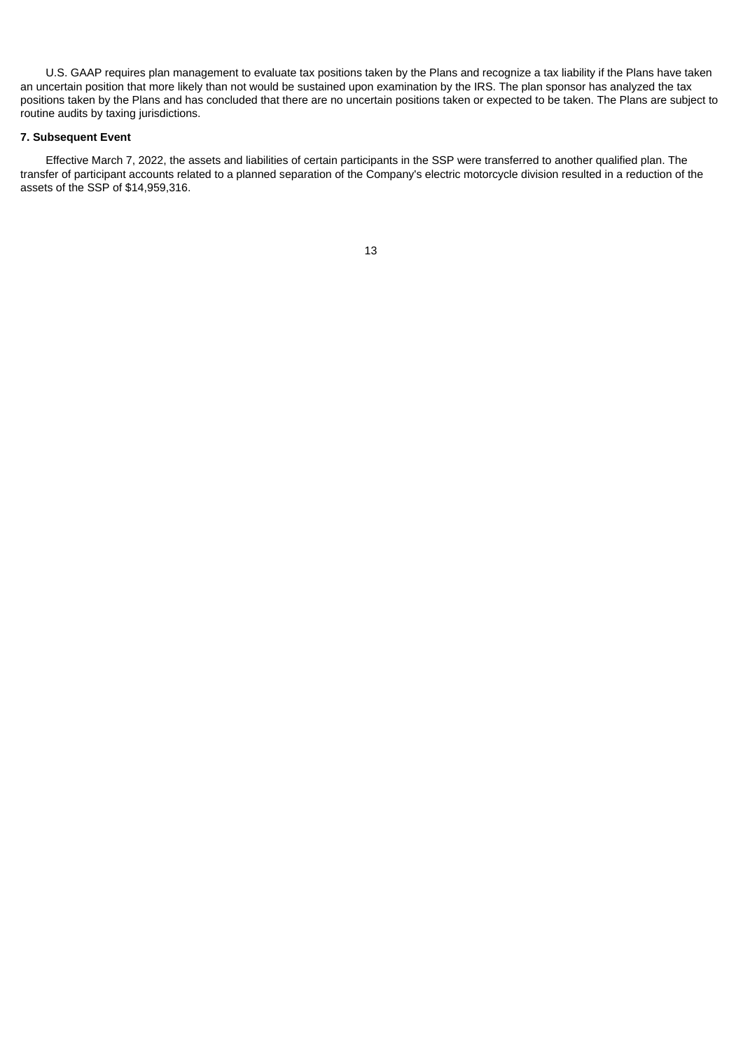U.S. GAAP requires plan management to evaluate tax positions taken by the Plans and recognize a tax liability if the Plans have taken an uncertain position that more likely than not would be sustained upon examination by the IRS. The plan sponsor has analyzed the tax positions taken by the Plans and has concluded that there are no uncertain positions taken or expected to be taken. The Plans are subject to routine audits by taxing jurisdictions.

**7. Subsequent Event**

Effective March 7, 2022, the assets and liabilities of certain participants in the SSP were transferred to another qualified plan. The transfer of participant accounts related to a planned separation of the Company's electric motorcycle division resulted in a reduction of the assets of the SSP of $14,959,316.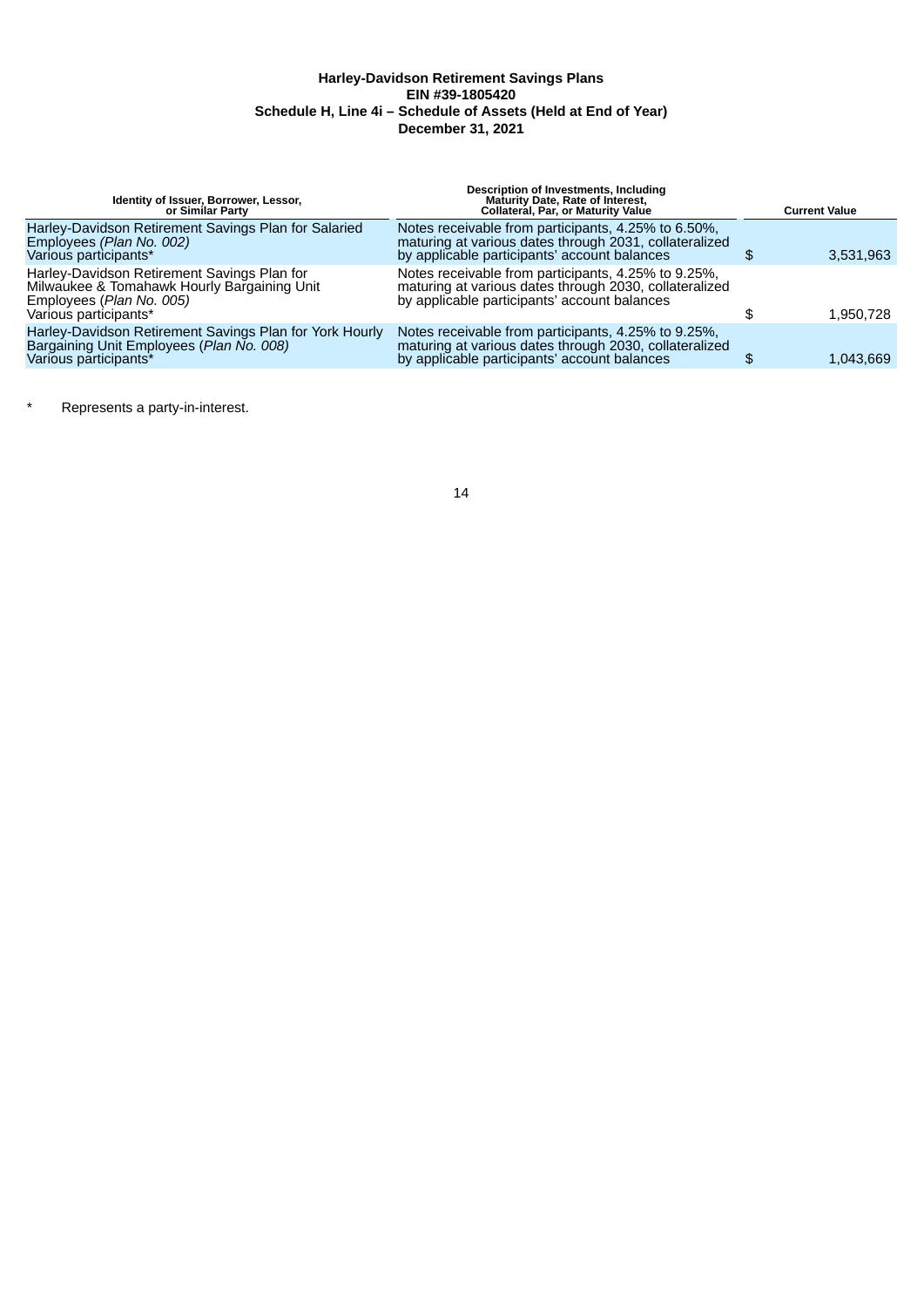**Harley-Davidson Retirement Savings Plans**
**EIN #39-1805420**
**Schedule H, Line 4i – Schedule of Assets (Held at End of Year)**
**December 31, 2021**

| Identity of Issuer, Borrower, Lessor, or Similar Party | Description of Investments, Including Maturity Date, Rate of Interest, Collateral, Par, or Maturity Value | Current Value |
|---|---|---|
| Harley-Davidson Retirement Savings Plan for Salaried Employees *(Plan No. 002)* Various participants* | Notes receivable from participants, 4.25% to 6.50%, maturing at various dates through 2031, collateralized by applicable participants' account balances | $ 3,531,963 |
| Harley-Davidson Retirement Savings Plan for Milwaukee & Tomahawk Hourly Bargaining Unit Employees (*Plan No. 005)* Various participants* | Notes receivable from participants, 4.25% to 9.25%, maturing at various dates through 2030, collateralized by applicable participants' account balances | $ 1,950,728 |
| Harley-Davidson Retirement Savings Plan for York Hourly Bargaining Unit Employees (*Plan No. 008)* Various participants* | Notes receivable from participants, 4.25% to 9.25%, maturing at various dates through 2030, collateralized by applicable participants' account balances | $ 1,043,669 |

\* Represents a party-in-interest.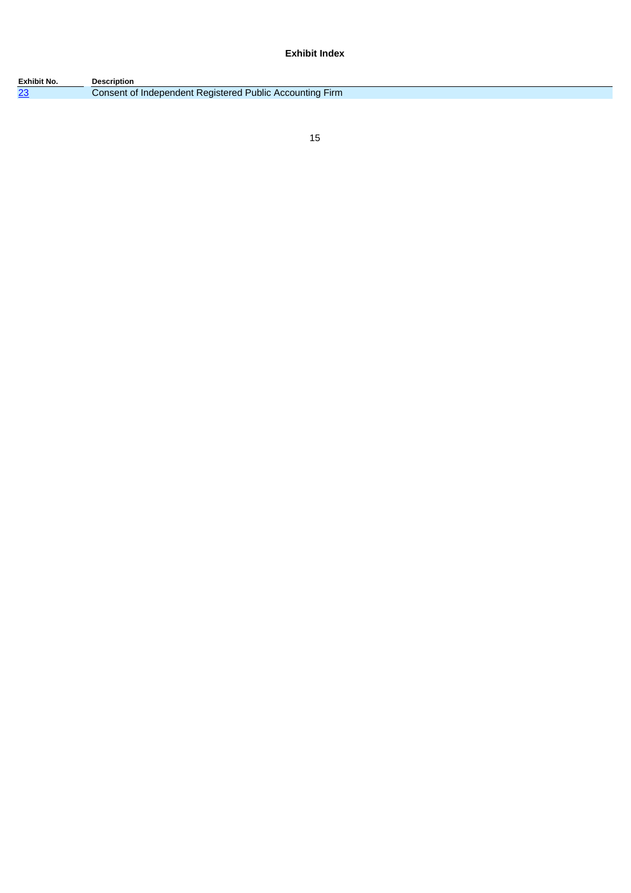**Exhibit Index**

| Exhibit No. | Description |
| --- | --- |
| 23 | Consent of Independent Registered Public Accounting Firm |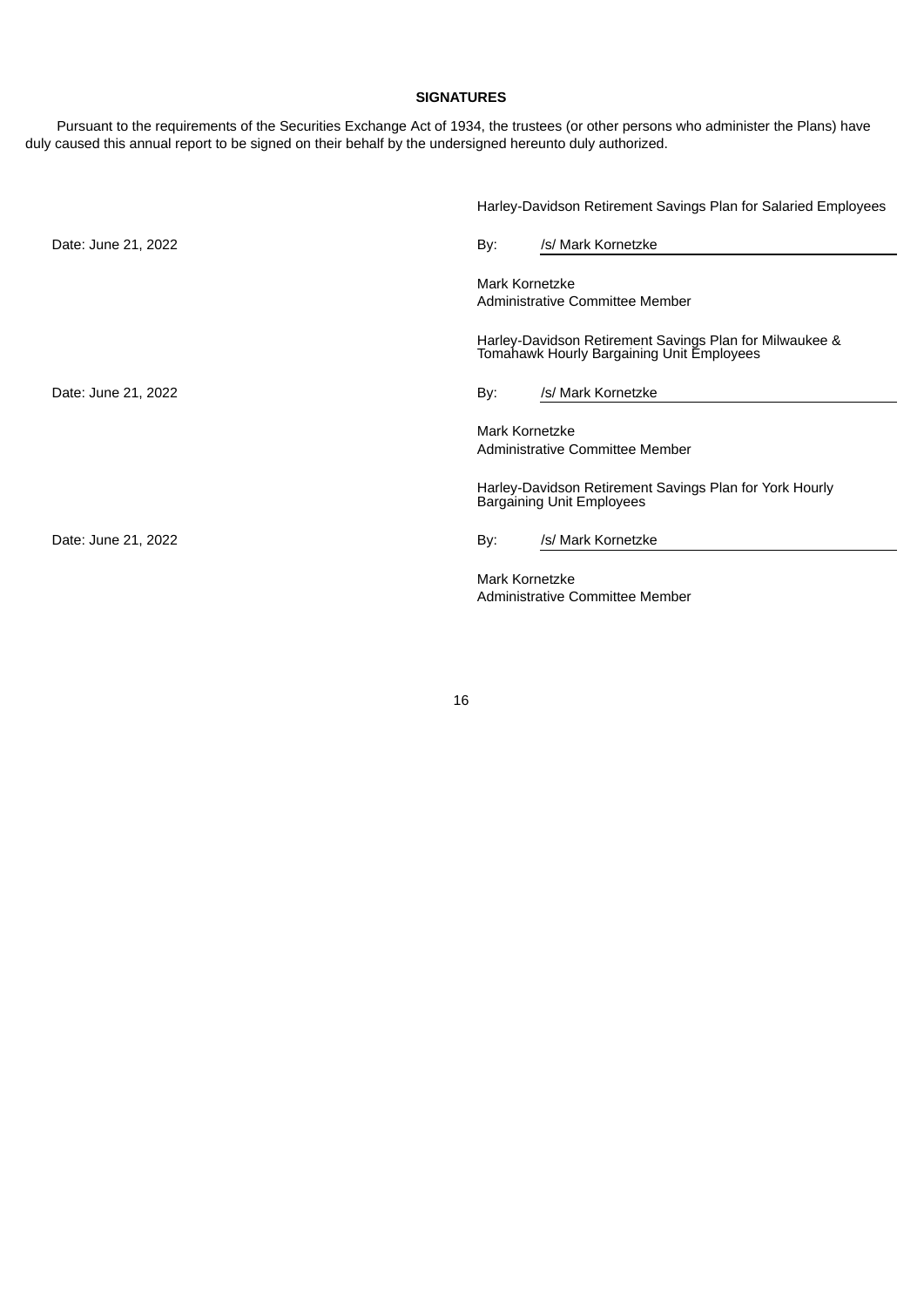## SIGNATURES

Pursuant to the requirements of the Securities Exchange Act of 1934, the trustees (or other persons who administer the Plans) have duly caused this annual report to be signed on their behalf by the undersigned hereunto duly authorized.

Harley-Davidson Retirement Savings Plan for Salaried Employees

Date: June 21, 2022

By: /s/ Mark Kornetzke

Mark Kornetzke
Administrative Committee Member

Harley-Davidson Retirement Savings Plan for Milwaukee & Tomahawk Hourly Bargaining Unit Employees

Date: June 21, 2022

By: /s/ Mark Kornetzke

Mark Kornetzke
Administrative Committee Member

Harley-Davidson Retirement Savings Plan for York Hourly Bargaining Unit Employees

Date: June 21, 2022

By: /s/ Mark Kornetzke

Mark Kornetzke
Administrative Committee Member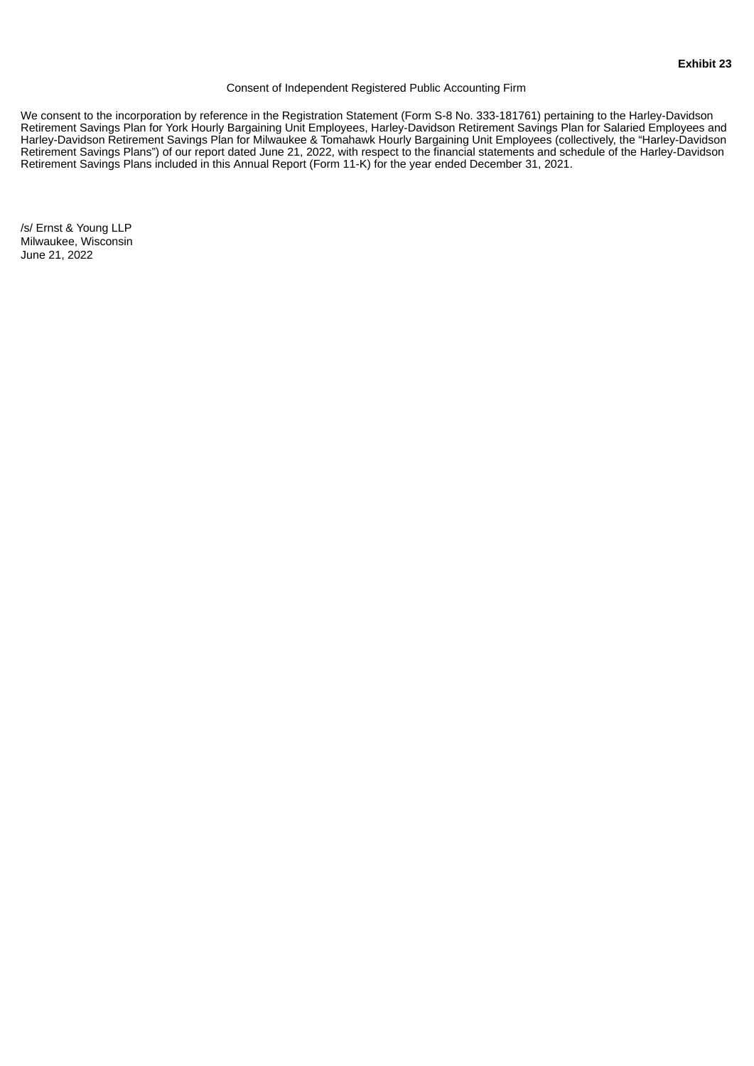**Exhibit 23**

Consent of Independent Registered Public Accounting Firm

We consent to the incorporation by reference in the Registration Statement (Form S-8 No. 333-181761) pertaining to the Harley-Davidson Retirement Savings Plan for York Hourly Bargaining Unit Employees, Harley-Davidson Retirement Savings Plan for Salaried Employees and Harley-Davidson Retirement Savings Plan for Milwaukee & Tomahawk Hourly Bargaining Unit Employees (collectively, the "Harley-Davidson Retirement Savings Plans") of our report dated June 21, 2022, with respect to the financial statements and schedule of the Harley-Davidson Retirement Savings Plans included in this Annual Report (Form 11-K) for the year ended December 31, 2021.

/s/ Ernst & Young LLP
Milwaukee, Wisconsin
June 21, 2022